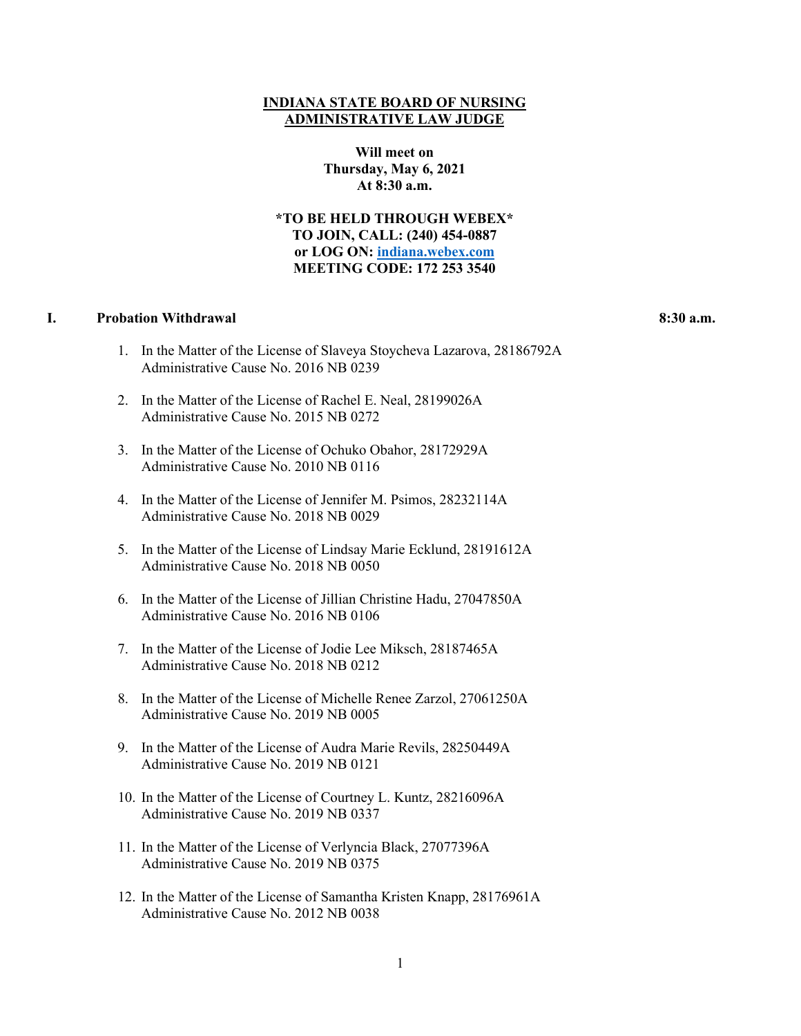**INDIANA STATE BOARD OF NURSING**
**ADMINISTRATIVE LAW JUDGE**

**Will meet on**
**Thursday, May 6, 2021**
**At 8:30 a.m.**

**\*TO BE HELD THROUGH WEBEX\***
**TO JOIN, CALL: (240) 454-0887**
**or LOG ON: [indiana.webex.com](indiana.webex.com)**
**MEETING CODE: 172 253 3540**

## I. Probation Withdrawal — 8:30 a.m.

1. In the Matter of the License of Slaveya Stoycheva Lazarova, 28186792A
   Administrative Cause No. 2016 NB 0239

2. In the Matter of the License of Rachel E. Neal, 28199026A
   Administrative Cause No. 2015 NB 0272

3. In the Matter of the License of Ochuko Obahor, 28172929A
   Administrative Cause No. 2010 NB 0116

4. In the Matter of the License of Jennifer M. Psimos, 28232114A
   Administrative Cause No. 2018 NB 0029

5. In the Matter of the License of Lindsay Marie Ecklund, 28191612A
   Administrative Cause No. 2018 NB 0050

6. In the Matter of the License of Jillian Christine Hadu, 27047850A
   Administrative Cause No. 2016 NB 0106

7. In the Matter of the License of Jodie Lee Miksch, 28187465A
   Administrative Cause No. 2018 NB 0212

8. In the Matter of the License of Michelle Renee Zarzol, 27061250A
   Administrative Cause No. 2019 NB 0005

9. In the Matter of the License of Audra Marie Revils, 28250449A
   Administrative Cause No. 2019 NB 0121

10. In the Matter of the License of Courtney L. Kuntz, 28216096A
    Administrative Cause No. 2019 NB 0337

11. In the Matter of the License of Verlyncia Black, 27077396A
    Administrative Cause No. 2019 NB 0375

12. In the Matter of the License of Samantha Kristen Knapp, 28176961A
    Administrative Cause No. 2012 NB 0038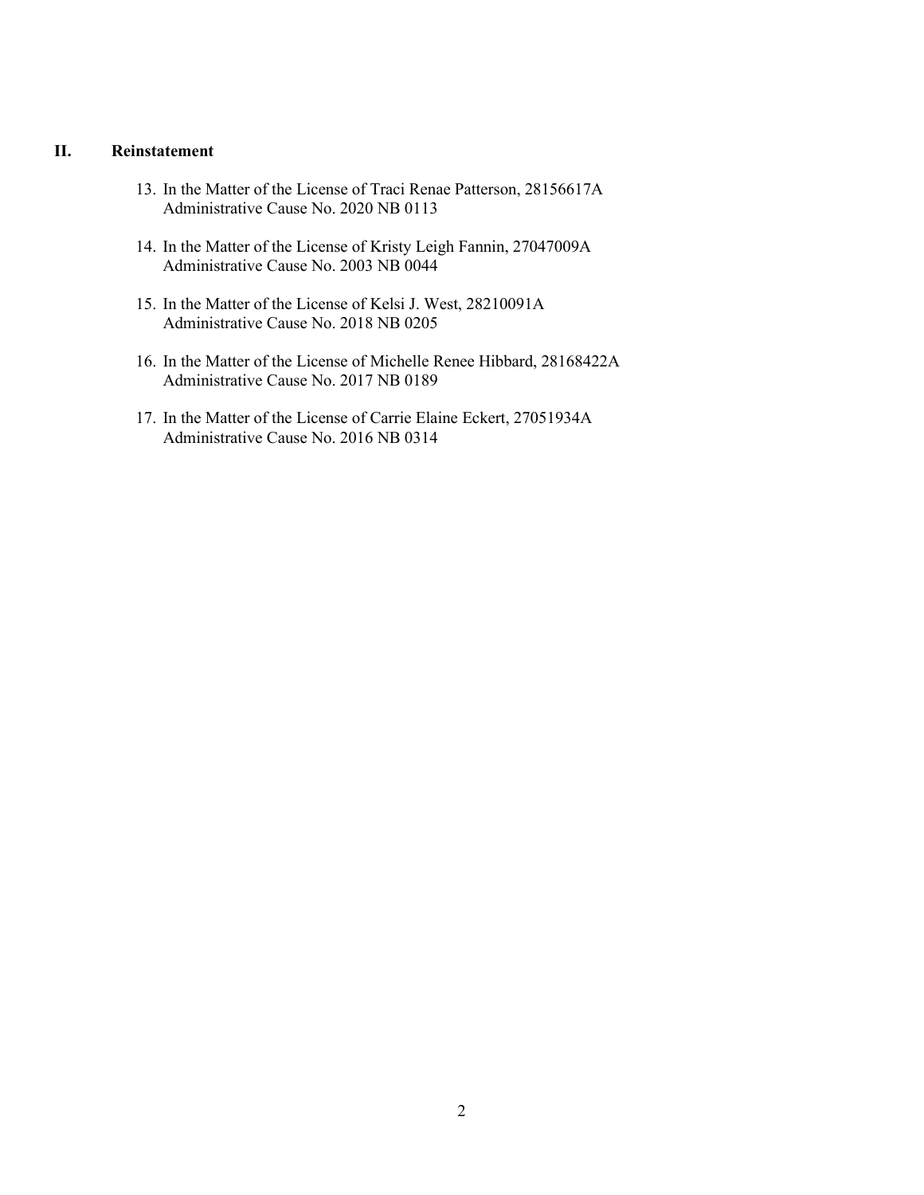## II. Reinstatement

13. In the Matter of the License of Traci Renae Patterson, 28156617A
    Administrative Cause No. 2020 NB 0113

14. In the Matter of the License of Kristy Leigh Fannin, 27047009A
    Administrative Cause No. 2003 NB 0044

15. In the Matter of the License of Kelsi J. West, 28210091A
    Administrative Cause No. 2018 NB 0205

16. In the Matter of the License of Michelle Renee Hibbard, 28168422A
    Administrative Cause No. 2017 NB 0189

17. In the Matter of the License of Carrie Elaine Eckert, 27051934A
    Administrative Cause No. 2016 NB 0314